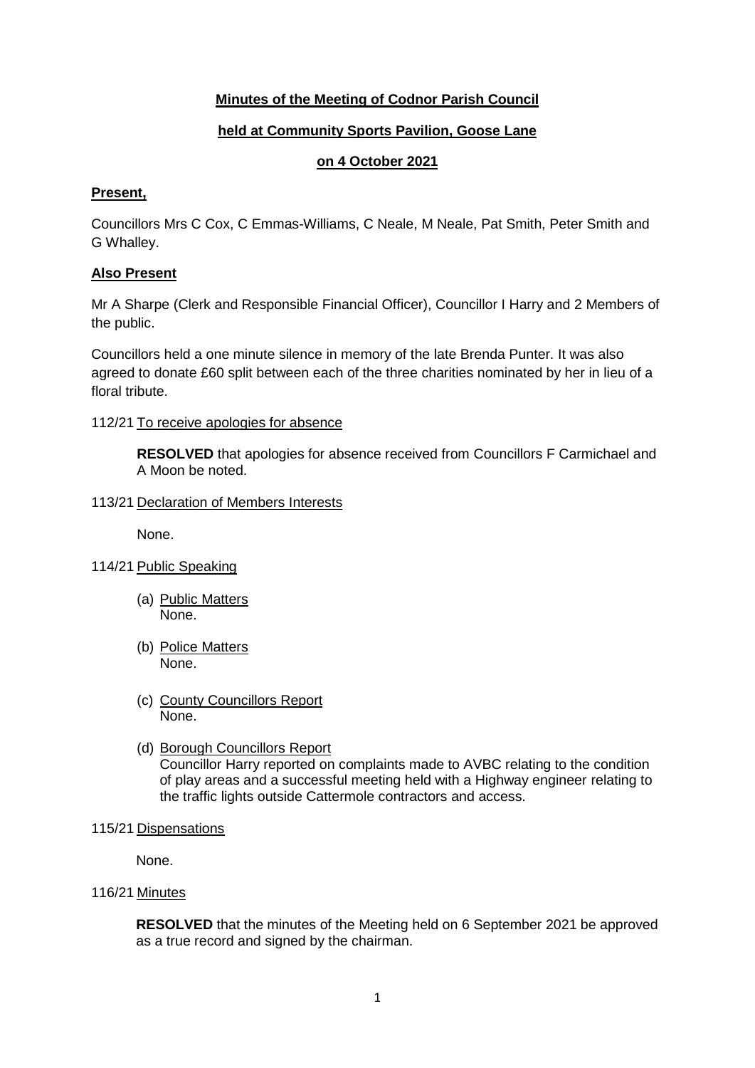**Minutes of the Meeting of Codnor Parish Council**

**held at Community Sports Pavilion, Goose Lane**

**on 4 October 2021**

**Present,**

Councillors Mrs C Cox, C Emmas-Williams, C Neale, M Neale, Pat Smith, Peter Smith and G Whalley.

**Also Present**

Mr A Sharpe (Clerk and Responsible Financial Officer), Councillor I Harry and 2 Members of the public.

Councillors held a one minute silence in memory of the late Brenda Punter. It was also agreed to donate £60 split between each of the three charities nominated by her in lieu of a floral tribute.

112/21 To receive apologies for absence

> **RESOLVED** that apologies for absence received from Councillors F Carmichael and A Moon be noted.

113/21 Declaration of Members Interests

> None.

114/21 Public Speaking

> (a) Public Matters
> None.
>
> (b) Police Matters
> None.
>
> (c) County Councillors Report
> None.
>
> (d) Borough Councillors Report
> Councillor Harry reported on complaints made to AVBC relating to the condition of play areas and a successful meeting held with a Highway engineer relating to the traffic lights outside Cattermole contractors and access.

115/21 Dispensations

> None.

116/21 Minutes

> **RESOLVED** that the minutes of the Meeting held on 6 September 2021 be approved as a true record and signed by the chairman.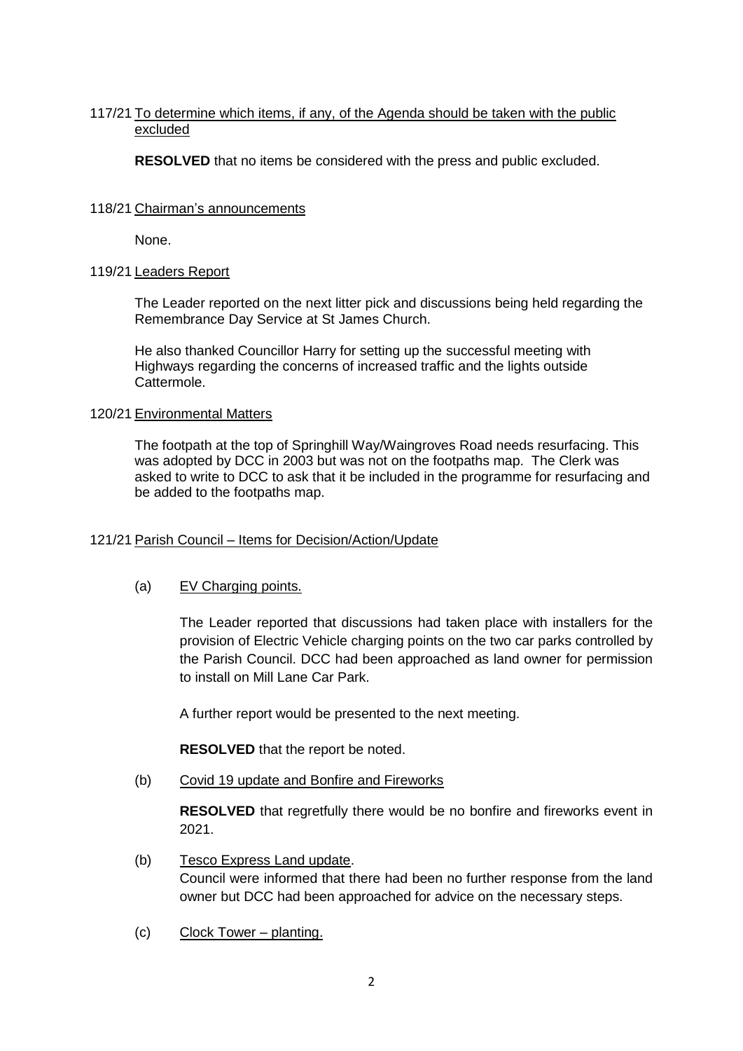117/21 To determine which items, if any, of the Agenda should be taken with the public excluded

**RESOLVED** that no items be considered with the press and public excluded.

118/21 Chairman's announcements

None.

119/21 Leaders Report

The Leader reported on the next litter pick and discussions being held regarding the Remembrance Day Service at St James Church.

He also thanked Councillor Harry for setting up the successful meeting with Highways regarding the concerns of increased traffic and the lights outside Cattermole.

120/21 Environmental Matters

The footpath at the top of Springhill Way/Waingroves Road needs resurfacing. This was adopted by DCC in 2003 but was not on the footpaths map. The Clerk was asked to write to DCC to ask that it be included in the programme for resurfacing and be added to the footpaths map.

121/21 Parish Council – Items for Decision/Action/Update

(a) EV Charging points.

The Leader reported that discussions had taken place with installers for the provision of Electric Vehicle charging points on the two car parks controlled by the Parish Council. DCC had been approached as land owner for permission to install on Mill Lane Car Park.

A further report would be presented to the next meeting.

**RESOLVED** that the report be noted.

(b) Covid 19 update and Bonfire and Fireworks

**RESOLVED** that regretfully there would be no bonfire and fireworks event in 2021.

(b) Tesco Express Land update.
Council were informed that there had been no further response from the land owner but DCC had been approached for advice on the necessary steps.

(c) Clock Tower – planting.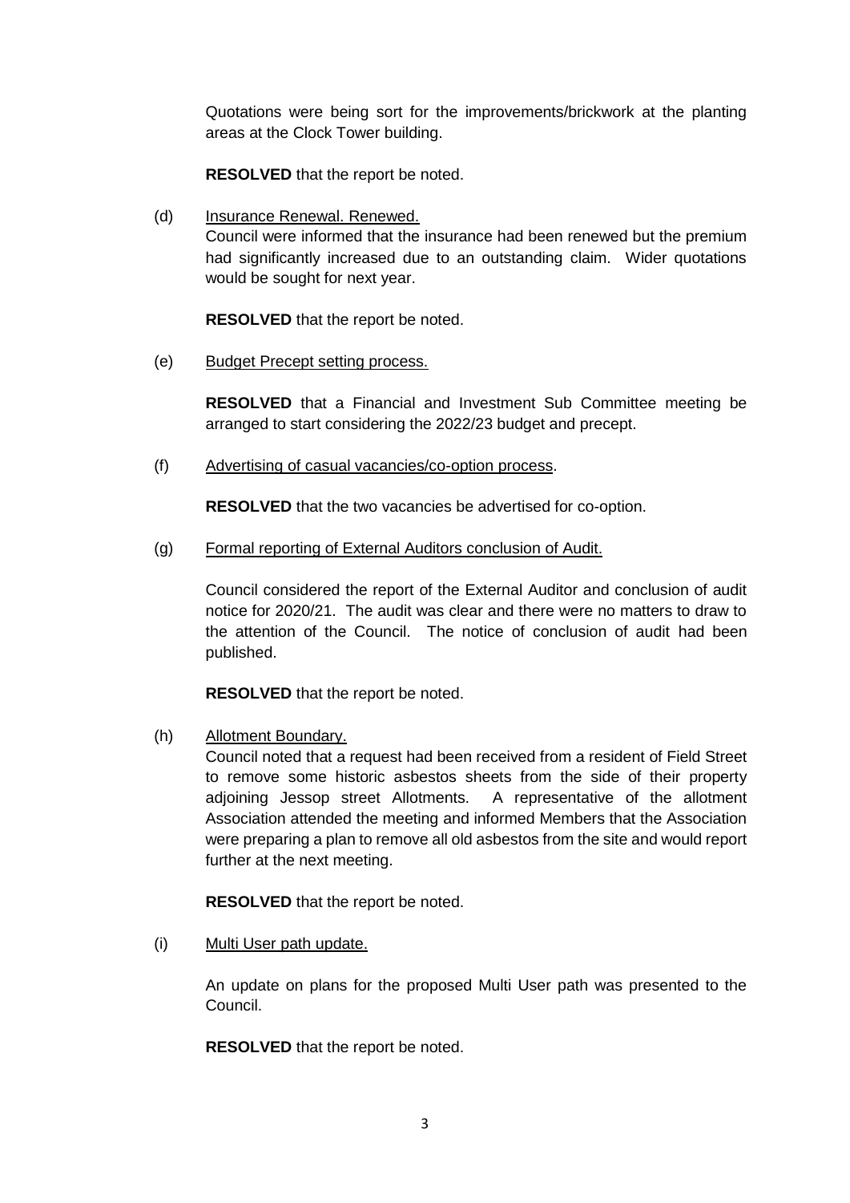Quotations were being sort for the improvements/brickwork at the planting areas at the Clock Tower building.

**RESOLVED** that the report be noted.

(d) Insurance Renewal. Renewed.
Council were informed that the insurance had been renewed but the premium had significantly increased due to an outstanding claim. Wider quotations would be sought for next year.

**RESOLVED** that the report be noted.

(e) Budget Precept setting process.

**RESOLVED** that a Financial and Investment Sub Committee meeting be arranged to start considering the 2022/23 budget and precept.

(f) Advertising of casual vacancies/co-option process.

**RESOLVED** that the two vacancies be advertised for co-option.

(g) Formal reporting of External Auditors conclusion of Audit.

Council considered the report of the External Auditor and conclusion of audit notice for 2020/21. The audit was clear and there were no matters to draw to the attention of the Council. The notice of conclusion of audit had been published.

**RESOLVED** that the report be noted.

(h) Allotment Boundary.
Council noted that a request had been received from a resident of Field Street to remove some historic asbestos sheets from the side of their property adjoining Jessop street Allotments. A representative of the allotment Association attended the meeting and informed Members that the Association were preparing a plan to remove all old asbestos from the site and would report further at the next meeting.

**RESOLVED** that the report be noted.

(i) Multi User path update.

An update on plans for the proposed Multi User path was presented to the Council.

**RESOLVED** that the report be noted.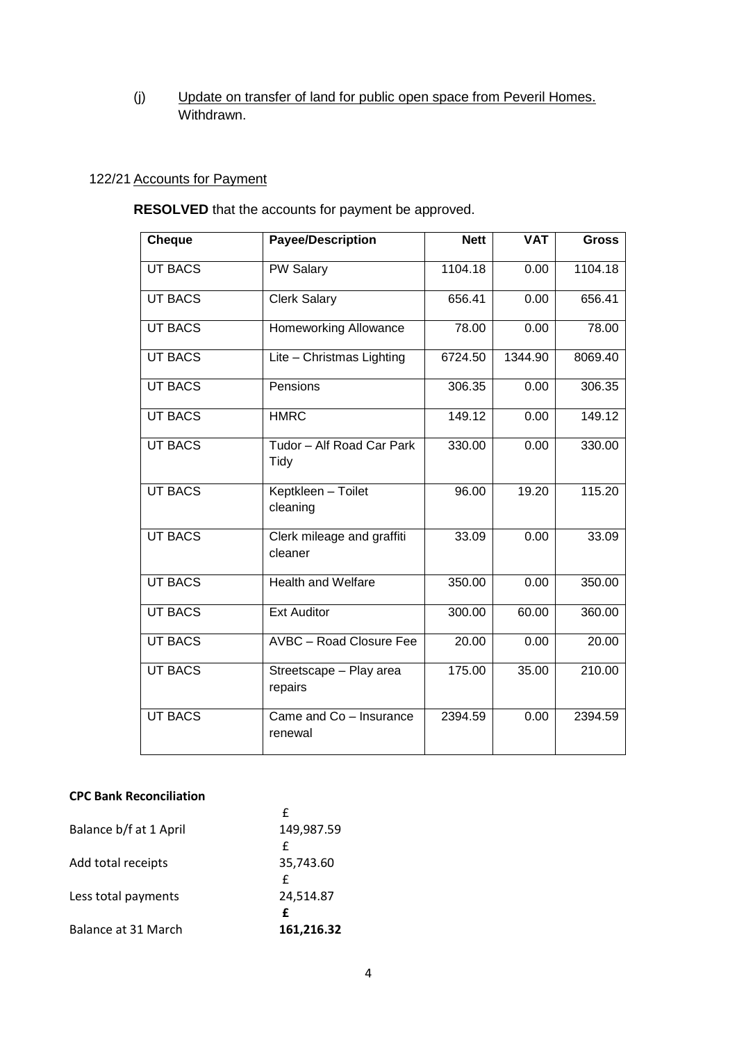(j) Update on transfer of land for public open space from Peveril Homes.
Withdrawn.

122/21 Accounts for Payment

**RESOLVED** that the accounts for payment be approved.

| Cheque | Payee/Description | Nett | VAT | Gross |
|---|---|---|---|---|
| UT BACS | PW Salary | 1104.18 | 0.00 | 1104.18 |
| UT BACS | Clerk Salary | 656.41 | 0.00 | 656.41 |
| UT BACS | Homeworking Allowance | 78.00 | 0.00 | 78.00 |
| UT BACS | Lite – Christmas Lighting | 6724.50 | 1344.90 | 8069.40 |
| UT BACS | Pensions | 306.35 | 0.00 | 306.35 |
| UT BACS | HMRC | 149.12 | 0.00 | 149.12 |
| UT BACS | Tudor – Alf Road Car Park Tidy | 330.00 | 0.00 | 330.00 |
| UT BACS | Keptkleen – Toilet cleaning | 96.00 | 19.20 | 115.20 |
| UT BACS | Clerk mileage and graffiti cleaner | 33.09 | 0.00 | 33.09 |
| UT BACS | Health and Welfare | 350.00 | 0.00 | 350.00 |
| UT BACS | Ext Auditor | 300.00 | 60.00 | 360.00 |
| UT BACS | AVBC – Road Closure Fee | 20.00 | 0.00 | 20.00 |
| UT BACS | Streetscape – Play area repairs | 175.00 | 35.00 | 210.00 |
| UT BACS | Came and Co – Insurance renewal | 2394.59 | 0.00 | 2394.59 |

**CPC Bank Reconciliation**

| | £ |
|---|---|
| Balance b/f at 1 April | 149,987.59 |
| Add total receipts | 35,743.60 |
| Less total payments | 24,514.87 |
| Balance at 31 March | **161,216.32** |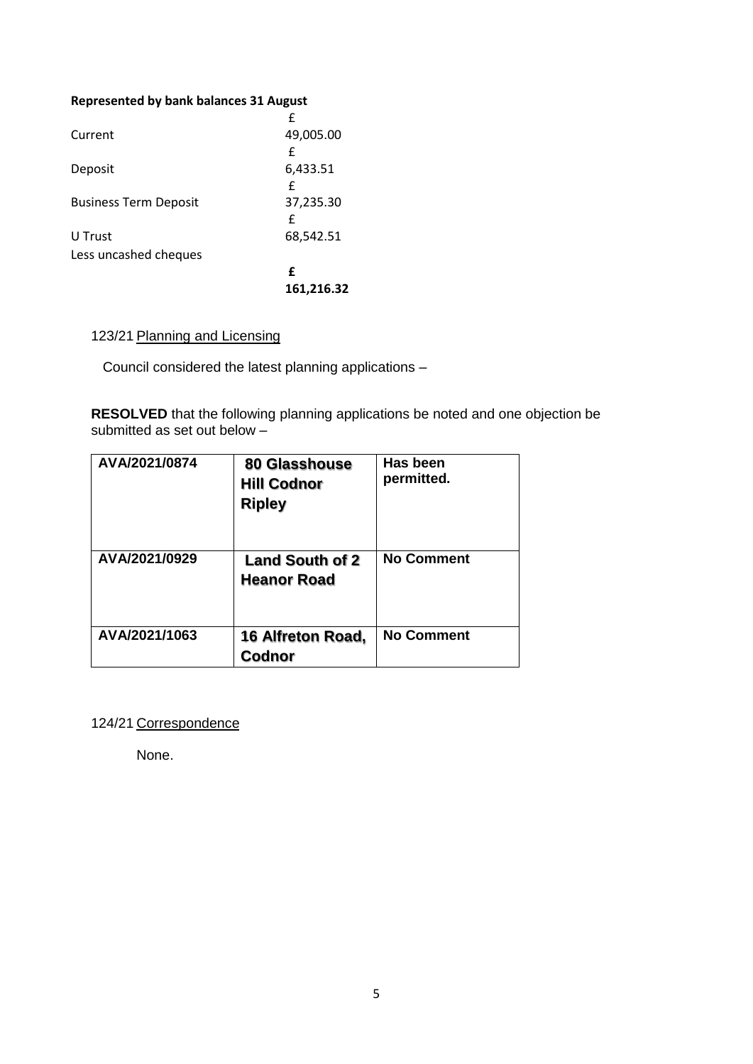**Represented by bank balances 31 August**

| | |
|---|---|
| Current | £ 49,005.00 |
| Deposit | £ 6,433.51 |
| Business Term Deposit | £ 37,235.30 |
| U Trust | £ 68,542.51 |
| Less uncashed cheques | |
| | **£ 161,216.32** |

123/21 Planning and Licensing

Council considered the latest planning applications –

**RESOLVED** that the following planning applications be noted and one objection be submitted as set out below –

| | | |
|---|---|---|
| **AVA/2021/0874** | **80 Glasshouse Hill Codnor Ripley** | **Has been permitted.** |
| **AVA/2021/0929** | **Land South of 2 Heanor Road** | **No Comment** |
| **AVA/2021/1063** | **16 Alfreton Road, Codnor** | **No Comment** |

124/21 Correspondence

None.